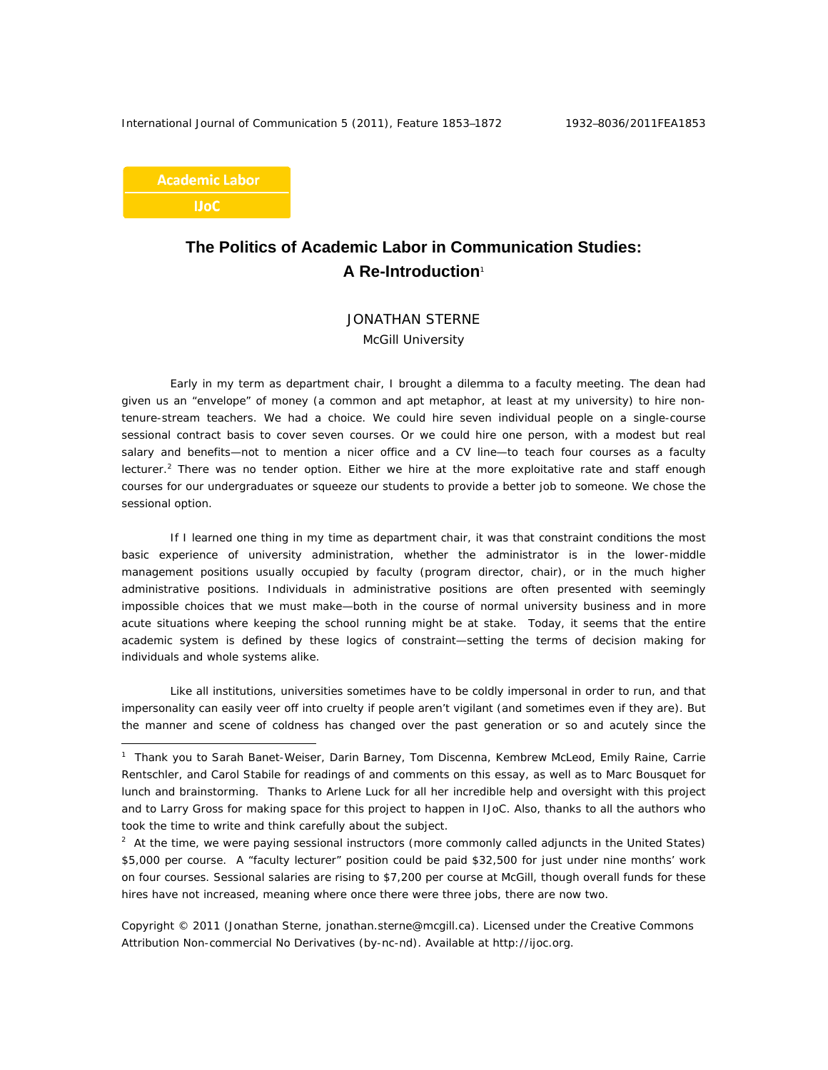Academic Labor
IJoC

# The Politics of Academic Labor in Communication Studies: A Re-Introduction[1]

JONATHAN STERNE
McGill University

Early in my term as department chair, I brought a dilemma to a faculty meeting. The dean had given us an "envelope" of money (a common and apt metaphor, at least at my university) to hire non-tenure-stream teachers. We had a choice. We could hire seven individual people on a single-course sessional contract basis to cover seven courses. Or we could hire one person, with a modest but real salary and benefits—not to mention a nicer office and a CV line—to teach four courses as a faculty lecturer.[2] There was no tender option. Either we hire at the more exploitative rate and staff enough courses for our undergraduates or squeeze our students to provide a better job to someone. We chose the sessional option.

If I learned one thing in my time as department chair, it was that constraint conditions the most basic experience of university administration, whether the administrator is in the lower-middle management positions usually occupied by faculty (program director, chair), or in the much higher administrative positions. Individuals in administrative positions are often presented with seemingly impossible choices that we must make—both in the course of normal university business and in more acute situations where keeping the school running might be at stake. Today, it seems that the entire academic system is defined by these logics of constraint—setting the terms of decision making for individuals and whole systems alike.

Like all institutions, universities sometimes have to be coldly impersonal in order to run, and that impersonality can easily veer off into cruelty if people aren't vigilant (and sometimes even if they are). But the manner and scene of coldness has changed over the past generation or so and acutely since the

[1] Thank you to Sarah Banet-Weiser, Darin Barney, Tom Discenna, Kembrew McLeod, Emily Raine, Carrie Rentschler, and Carol Stabile for readings of and comments on this essay, as well as to Marc Bousquet for lunch and brainstorming. Thanks to Arlene Luck for all her incredible help and oversight with this project and to Larry Gross for making space for this project to happen in IJoC. Also, thanks to all the authors who took the time to write and think carefully about the subject.

[2] At the time, we were paying sessional instructors (more commonly called adjuncts in the United States) $5,000 per course. A "faculty lecturer" position could be paid $32,500 for just under nine months' work on four courses. Sessional salaries are rising to $7,200 per course at McGill, though overall funds for these hires have not increased, meaning where once there were three jobs, there are now two.

Copyright © 2011 (Jonathan Sterne, jonathan.sterne@mcgill.ca). Licensed under the Creative Commons Attribution Non-commercial No Derivatives (by-nc-nd). Available at http://ijoc.org.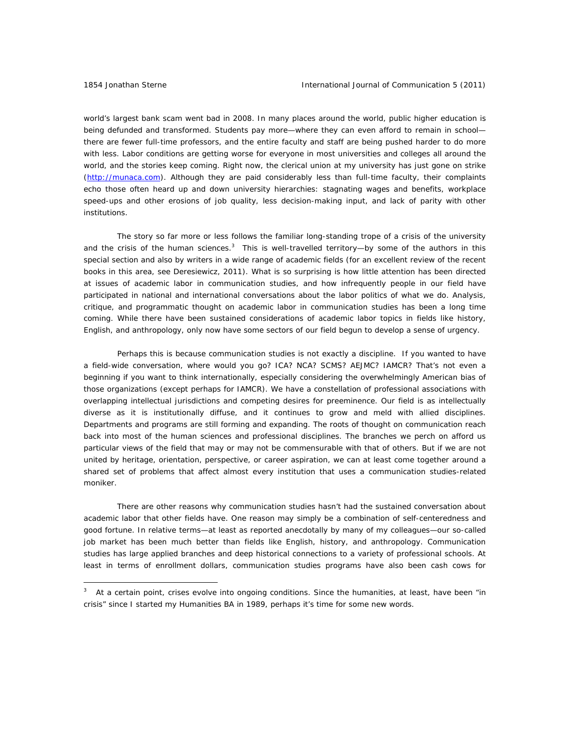world's largest bank scam went bad in 2008. In many places around the world, public higher education is being defunded and transformed. Students pay more—where they can even afford to remain in school—there are fewer full-time professors, and the entire faculty and staff are being pushed harder to do more with less. Labor conditions are getting worse for everyone in most universities and colleges all around the world, and the stories keep coming. Right now, the clerical union at my university has just gone on strike (http://munaca.com). Although they are paid considerably less than full-time faculty, their complaints echo those often heard up and down university hierarchies: stagnating wages and benefits, workplace speed-ups and other erosions of job quality, less decision-making input, and lack of parity with other institutions.

The story so far more or less follows the familiar long-standing trope of a crisis of the university and the crisis of the human sciences.[3] This is well-travelled territory—by some of the authors in this special section and also by writers in a wide range of academic fields (for an excellent review of the recent books in this area, see Deresiewicz, 2011). What is so surprising is how little attention has been directed at issues of academic labor in communication studies, and how infrequently people in our field have participated in national and international conversations about the labor politics of what we do. Analysis, critique, and programmatic thought on academic labor in communication studies has been a long time coming. While there have been sustained considerations of academic labor topics in fields like history, English, and anthropology, only now have some sectors of our field begun to develop a sense of urgency.

Perhaps this is because communication studies is not exactly a discipline. If you wanted to have a field-wide conversation, where would you go? ICA? NCA? SCMS? AEJMC? IAMCR? That's not even a beginning if you want to think internationally, especially considering the overwhelmingly American bias of those organizations (except perhaps for IAMCR). We have a constellation of professional associations with overlapping intellectual jurisdictions and competing desires for preeminence. Our field is as intellectually diverse as it is institutionally diffuse, and it continues to grow and meld with allied disciplines. Departments and programs are still forming and expanding. The roots of thought on communication reach back into most of the human sciences and professional disciplines. The branches we perch on afford us particular views of the field that may or may not be commensurable with that of others. But if we are not united by heritage, orientation, perspective, or career aspiration, we can at least come together around a shared set of problems that affect almost every institution that uses a communication studies-related moniker.

There are other reasons why communication studies hasn't had the sustained conversation about academic labor that other fields have. One reason may simply be a combination of self-centeredness and good fortune. In relative terms—at least as reported anecdotally by many of my colleagues—our so-called job market has been much better than fields like English, history, and anthropology. Communication studies has large applied branches and deep historical connections to a variety of professional schools. At least in terms of enrollment dollars, communication studies programs have also been cash cows for

[3] At a certain point, crises evolve into ongoing conditions. Since the humanities, at least, have been "in crisis" since I started my Humanities BA in 1989, perhaps it's time for some new words.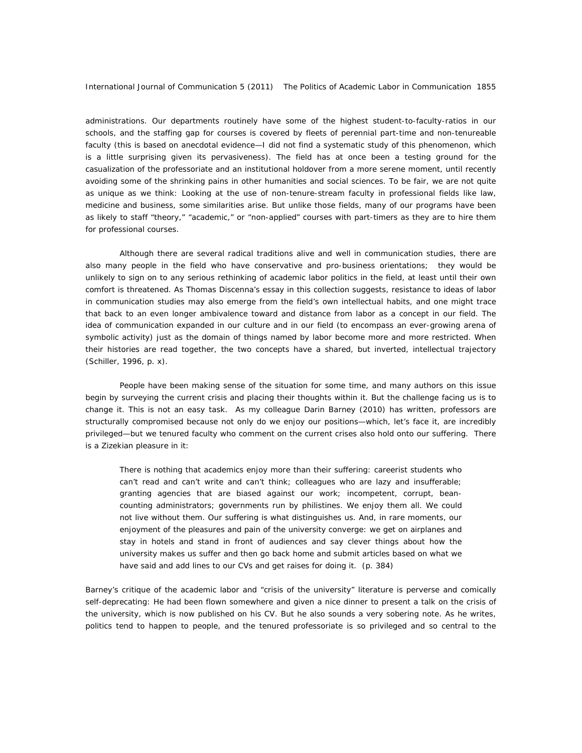administrations. Our departments routinely have some of the highest student-to-faculty-ratios in our schools, and the staffing gap for courses is covered by fleets of perennial part-time and non-tenureable faculty (this is based on anecdotal evidence—I did not find a systematic study of this phenomenon, which is a little surprising given its pervasiveness). The field has at once been a testing ground for the casualization of the professoriate and an institutional holdover from a more serene moment, until recently avoiding some of the shrinking pains in other humanities and social sciences. To be fair, we are not quite as unique as we think: Looking at the use of non-tenure-stream faculty in professional fields like law, medicine and business, some similarities arise. But unlike those fields, many of our programs have been as likely to staff "theory," "academic," or "non-applied" courses with part-timers as they are to hire them for professional courses.

Although there are several radical traditions alive and well in communication studies, there are also many people in the field who have conservative and pro-business orientations; they would be unlikely to sign on to any serious rethinking of academic labor politics in the field, at least until their own comfort is threatened. As Thomas Discenna's essay in this collection suggests, resistance to ideas of labor in communication studies may also emerge from the field's own intellectual habits, and one might trace that back to an even longer ambivalence toward and distance from labor as a concept in our field. The idea of communication expanded in our culture and in our field (to encompass an ever-growing arena of symbolic activity) just as the domain of things named by labor become more and more restricted. When their histories are read together, the two concepts have a shared, but inverted, intellectual trajectory (Schiller, 1996, p. x).

People have been making sense of the situation for some time, and many authors on this issue begin by surveying the current crisis and placing their thoughts within it. But the challenge facing us is to change it. This is not an easy task. As my colleague Darin Barney (2010) has written, professors are structurally compromised because not only do we enjoy our positions—which, let's face it, are incredibly privileged—but we tenured faculty who comment on the current crises also hold onto our suffering. There is a Zizekian pleasure in it:

> There is nothing that academics enjoy more than their suffering: careerist students who can't read and can't write and can't think; colleagues who are lazy and insufferable; granting agencies that are biased against our work; incompetent, corrupt, bean-counting administrators; governments run by philistines. We enjoy them all. We could not live without them. Our suffering is what distinguishes us. And, in rare moments, our enjoyment of the pleasures and pain of the university converge: we get on airplanes and stay in hotels and stand in front of audiences and say clever things about how the university makes us suffer and then go back home and submit articles based on what we have said and add lines to our CVs and get raises for doing it. (p. 384)

Barney's critique of the academic labor and "crisis of the university" literature is perverse and comically self-deprecating: He had been flown somewhere and given a nice dinner to present a talk on the crisis of the university, which is now published on his CV. But he also sounds a very sobering note. As he writes, politics tend to happen to people, and the tenured professoriate is so privileged and so central to the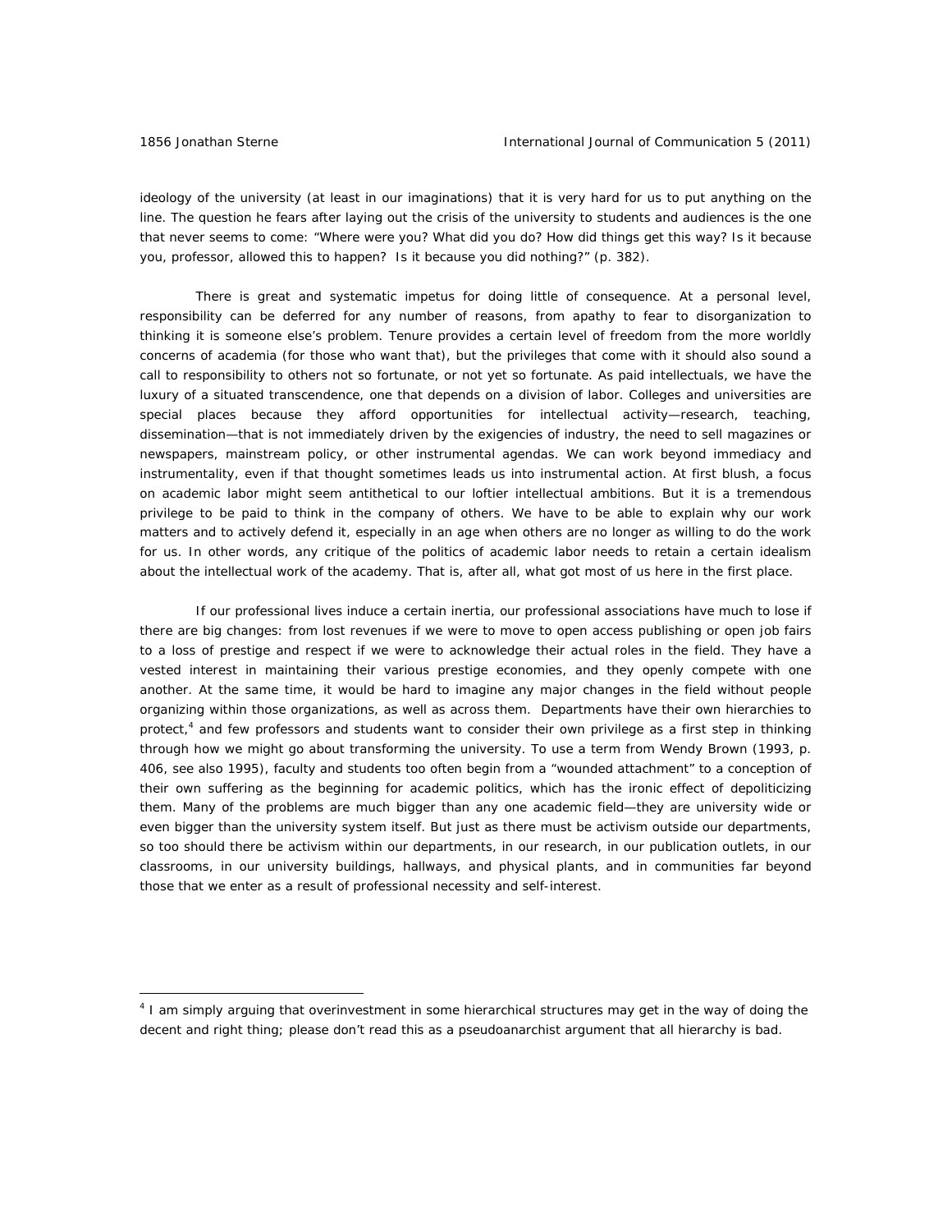ideology of the university (at least in our imaginations) that it is very hard for us to put anything on the line. The question he fears after laying out the crisis of the university to students and audiences is the one that never seems to come: "Where were you? What did you do? How did things get this way? Is it because you, professor, allowed this to happen? Is it because you did nothing?" (p. 382).

There is great and systematic impetus for doing little of consequence. At a personal level, responsibility can be deferred for any number of reasons, from apathy to fear to disorganization to thinking it is someone else's problem. Tenure provides a certain level of freedom from the more worldly concerns of academia (for those who want that), but the privileges that come with it should also sound a call to responsibility to others not so fortunate, or not yet so fortunate. As paid intellectuals, we have the luxury of a situated transcendence, one that depends on a division of labor. Colleges and universities are special places because they afford opportunities for intellectual activity—research, teaching, dissemination—that is not immediately driven by the exigencies of industry, the need to sell magazines or newspapers, mainstream policy, or other instrumental agendas. We can work beyond immediacy and instrumentality, even if that thought sometimes leads us into instrumental action. At first blush, a focus on academic labor might seem antithetical to our loftier intellectual ambitions. But it is a tremendous privilege to be paid to think in the company of others. We have to be able to explain why our work matters and to actively defend it, especially in an age when others are no longer as willing to do the work for us. In other words, any critique of the politics of academic labor needs to retain a certain idealism about the intellectual work of the academy. That is, after all, what got most of us here in the first place.

If our professional lives induce a certain inertia, our professional associations have much to lose if there are big changes: from lost revenues if we were to move to open access publishing or open job fairs to a loss of prestige and respect if we were to acknowledge their actual roles in the field. They have a vested interest in maintaining their various prestige economies, and they openly compete with one another. At the same time, it would be hard to imagine any major changes in the field without people organizing within those organizations, as well as across them. Departments have their own hierarchies to protect,[4] and few professors and students want to consider their own privilege as a first step in thinking through how we might go about transforming the university. To use a term from Wendy Brown (1993, p. 406, see also 1995), faculty and students too often begin from a "wounded attachment" to a conception of their own suffering as the beginning for academic politics, which has the ironic effect of depoliticizing them. Many of the problems are much bigger than any one academic field—they are university wide or even bigger than the university system itself. But just as there must be activism outside our departments, so too should there be activism within our departments, in our research, in our publication outlets, in our classrooms, in our university buildings, hallways, and physical plants, and in communities far beyond those that we enter as a result of professional necessity and self-interest.

---

[4] I am simply arguing that overinvestment in some hierarchical structures may get in the way of doing the decent and right thing; please don't read this as a pseudoanarchist argument that all hierarchy is bad.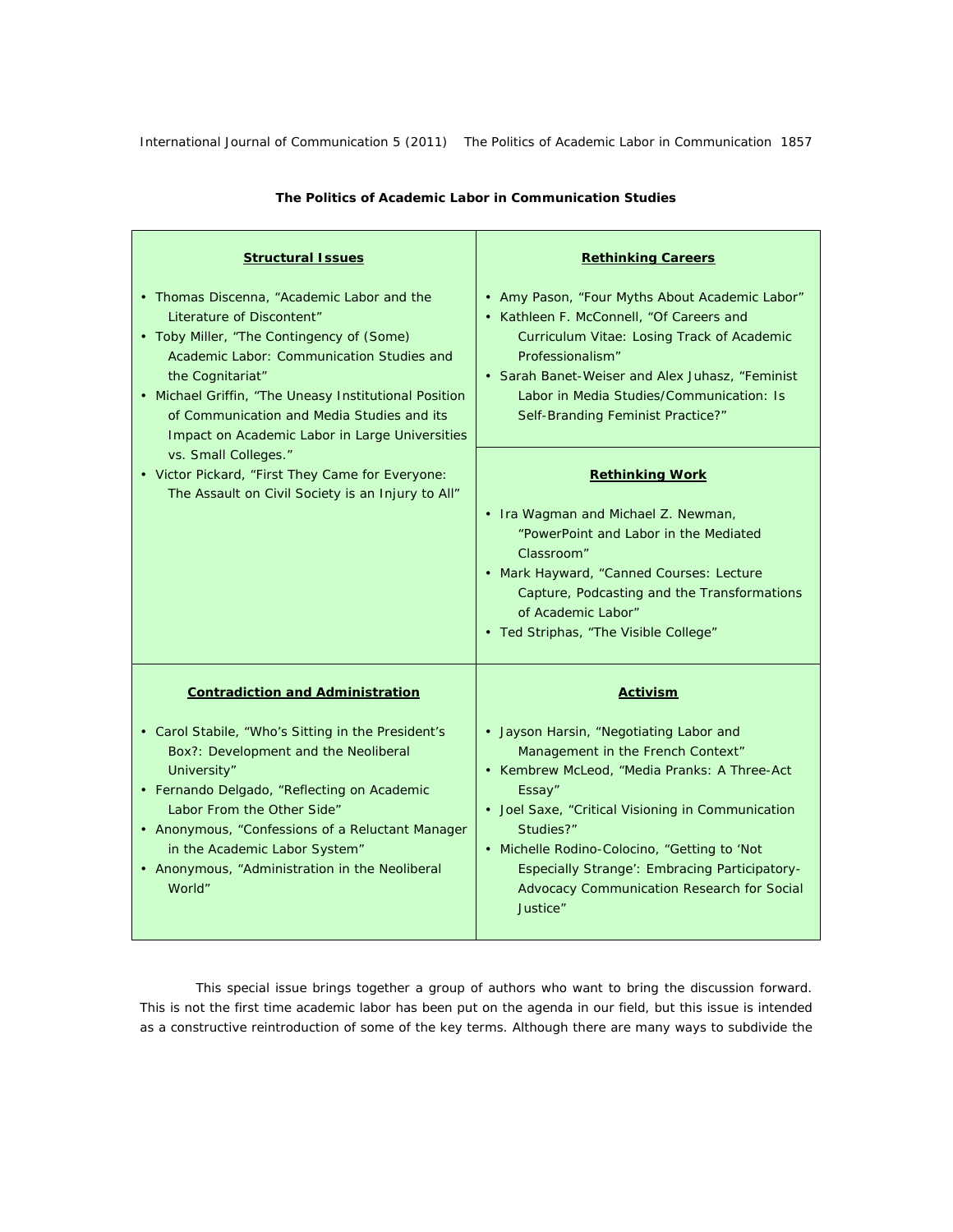**The Politics of Academic Labor in Communication Studies**

| **Structural Issues** | **Rethinking Careers** |
|---|---|
| • Thomas Discenna, "Academic Labor and the Literature of Discontent"<br>• Toby Miller, "The Contingency of (Some) Academic Labor: Communication Studies and the Cognitariat"<br>• Michael Griffin, "The Uneasy Institutional Position of Communication and Media Studies and its Impact on Academic Labor in Large Universities vs. Small Colleges."<br>• Victor Pickard, "First They Came for Everyone: The Assault on Civil Society is an Injury to All" | • Amy Pason, "Four Myths About Academic Labor"<br>• Kathleen F. McConnell, "Of Careers and Curriculum Vitae: Losing Track of Academic Professionalism"<br>• Sarah Banet-Weiser and Alex Juhasz, "Feminist Labor in Media Studies/Communication: Is Self-Branding Feminist Practice?"<br><br>**Rethinking Work**<br><br>• Ira Wagman and Michael Z. Newman, "PowerPoint and Labor in the Mediated Classroom"<br>• Mark Hayward, "Canned Courses: Lecture Capture, Podcasting and the Transformations of Academic Labor"<br>• Ted Striphas, "The Visible College" |
| **Contradiction and Administration** | **Activism** |
| • Carol Stabile, "Who's Sitting in the President's Box?: Development and the Neoliberal University"<br>• Fernando Delgado, "Reflecting on Academic Labor From the Other Side"<br>• Anonymous, "Confessions of a Reluctant Manager in the Academic Labor System"<br>• Anonymous, "Administration in the Neoliberal World" | • Jayson Harsin, "Negotiating Labor and Management in the French Context"<br>• Kembrew McLeod, "Media Pranks: A Three-Act Essay"<br>• Joel Saxe, "Critical Visioning in Communication Studies?"<br>• Michelle Rodino-Colocino, "Getting to 'Not Especially Strange': Embracing Participatory-Advocacy Communication Research for Social Justice" |

This special issue brings together a group of authors who want to bring the discussion forward. This is not the first time academic labor has been put on the agenda in our field, but this issue is intended as a constructive reintroduction of some of the key terms. Although there are many ways to subdivide the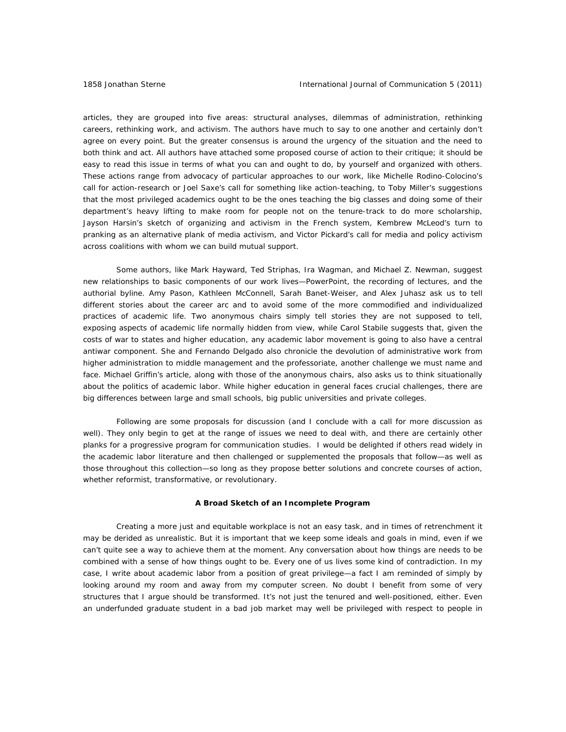articles, they are grouped into five areas: structural analyses, dilemmas of administration, rethinking careers, rethinking work, and activism. The authors have much to say to one another and certainly don't agree on every point. But the greater consensus is around the urgency of the situation and the need to both think and act. All authors have attached some proposed course of action to their critique; it should be easy to read this issue in terms of what you can and ought to do, by yourself and organized with others. These actions range from advocacy of particular approaches to our work, like Michelle Rodino-Colocino's call for action-research or Joel Saxe's call for something like action-teaching, to Toby Miller's suggestions that the most privileged academics ought to be the ones teaching the big classes and doing some of their department's heavy lifting to make room for people not on the tenure-track to do more scholarship, Jayson Harsin's sketch of organizing and activism in the French system, Kembrew McLeod's turn to pranking as an alternative plank of media activism, and Victor Pickard's call for media and policy activism across coalitions with whom we can build mutual support.

Some authors, like Mark Hayward, Ted Striphas, Ira Wagman, and Michael Z. Newman, suggest new relationships to basic components of our work lives—PowerPoint, the recording of lectures, and the authorial byline. Amy Pason, Kathleen McConnell, Sarah Banet-Weiser, and Alex Juhasz ask us to tell different stories about the career arc and to avoid some of the more commodified and individualized practices of academic life. Two anonymous chairs simply tell stories they are not supposed to tell, exposing aspects of academic life normally hidden from view, while Carol Stabile suggests that, given the costs of war to states and higher education, any academic labor movement is going to also have a central antiwar component. She and Fernando Delgado also chronicle the devolution of administrative work from higher administration to middle management and the professoriate, another challenge we must name and face. Michael Griffin's article, along with those of the anonymous chairs, also asks us to think situationally about the politics of academic labor. While higher education in general faces crucial challenges, there are big differences between large and small schools, big public universities and private colleges.

Following are some proposals for discussion (and I conclude with a call for more discussion as well). They only begin to get at the range of issues we need to deal with, and there are certainly other planks for a progressive program for communication studies. I would be delighted if others read widely in the academic labor literature and then challenged or supplemented the proposals that follow—as well as those throughout this collection—so long as they propose better solutions and concrete courses of action, whether reformist, transformative, or revolutionary.

**A Broad Sketch of an Incomplete Program**

Creating a more just and equitable workplace is not an easy task, and in times of retrenchment it may be derided as unrealistic. But it is important that we keep some ideals and goals in mind, even if we can't quite see a way to achieve them at the moment. Any conversation about how things are needs to be combined with a sense of how things ought to be. Every one of us lives some kind of contradiction. In my case, I write about academic labor from a position of great privilege—a fact I am reminded of simply by looking around my room and away from my computer screen. No doubt I benefit from some of very structures that I argue should be transformed. It's not just the tenured and well-positioned, either. Even an underfunded graduate student in a bad job market may well be privileged with respect to people in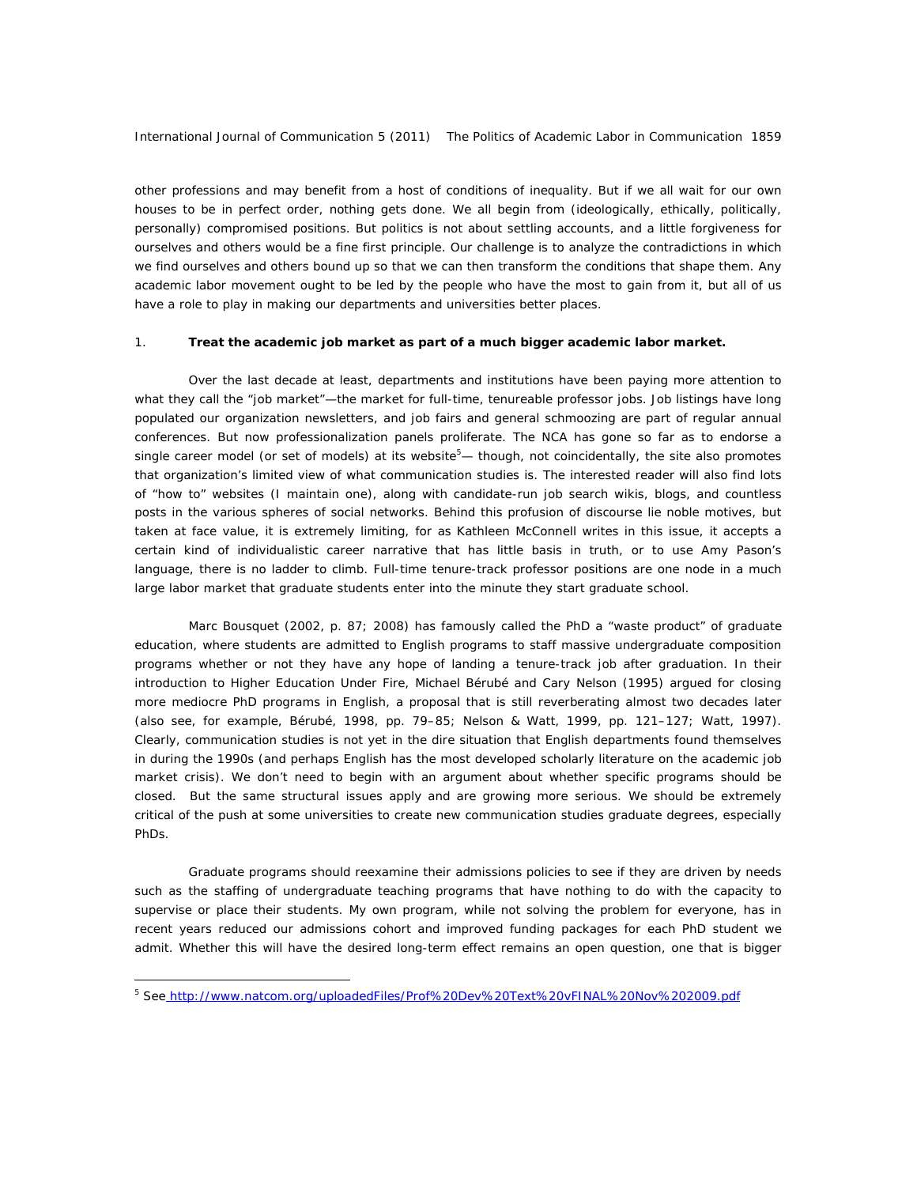other professions and may benefit from a host of conditions of inequality. But if we all wait for our own houses to be in perfect order, nothing gets done. We all begin from (ideologically, ethically, politically, personally) compromised positions. But politics is not about settling accounts, and a little forgiveness for ourselves and others would be a fine first principle. Our challenge is to analyze the contradictions in which we find ourselves and others bound up so that we can then transform the conditions that shape them. Any academic labor movement ought to be led by the people who have the most to gain from it, but all of us have a role to play in making our departments and universities better places.

1. **Treat the academic job market as part of a much bigger academic labor market.**

Over the last decade at least, departments and institutions have been paying more attention to what they call the "job market"—the market for full-time, tenureable professor jobs. Job listings have long populated our organization newsletters, and job fairs and general schmoozing are part of regular annual conferences. But now professionalization panels proliferate. The NCA has gone so far as to endorse a single career model (or set of models) at its website[5]— though, not coincidentally, the site also promotes that organization's limited view of what communication studies is. The interested reader will also find lots of "how to" websites (I maintain one), along with candidate-run job search wikis, blogs, and countless posts in the various spheres of social networks. Behind this profusion of discourse lie noble motives, but taken at face value, it is extremely limiting, for as Kathleen McConnell writes in this issue, it accepts a certain kind of individualistic career narrative that has little basis in truth, or to use Amy Pason's language, there is no ladder to climb. Full-time tenure-track professor positions are one node in a much large labor market that graduate students enter into the minute they start graduate school.

Marc Bousquet (2002, p. 87; 2008) has famously called the PhD a "waste product" of graduate education, where students are admitted to English programs to staff massive undergraduate composition programs whether or not they have any hope of landing a tenure-track job after graduation. In their introduction to *Higher Education Under Fire*, Michael Bérubé and Cary Nelson (1995) argued for closing more mediocre PhD programs in English, a proposal that is still reverberating almost two decades later (also see, for example, Bérubé, 1998, pp. 79–85; Nelson & Watt, 1999, pp. 121–127; Watt, 1997). Clearly, communication studies is not yet in the dire situation that English departments found themselves in during the 1990s (and perhaps English has the most developed scholarly literature on the academic job market crisis). We don't need to begin with an argument about whether specific programs should be closed. But the same structural issues apply and are growing more serious. We should be extremely critical of the push at some universities to create new communication studies graduate degrees, especially PhDs.

Graduate programs should reexamine their admissions policies to see if they are driven by needs such as the staffing of undergraduate teaching programs that have nothing to do with the capacity to supervise or place their students. My own program, while not solving the problem for everyone, has in recent years reduced our admissions cohort and improved funding packages for each PhD student we admit. Whether this will have the desired long-term effect remains an open question, one that is bigger

[5] See http://www.natcom.org/uploadedFiles/Prof%20Dev%20Text%20vFINAL%20Nov%202009.pdf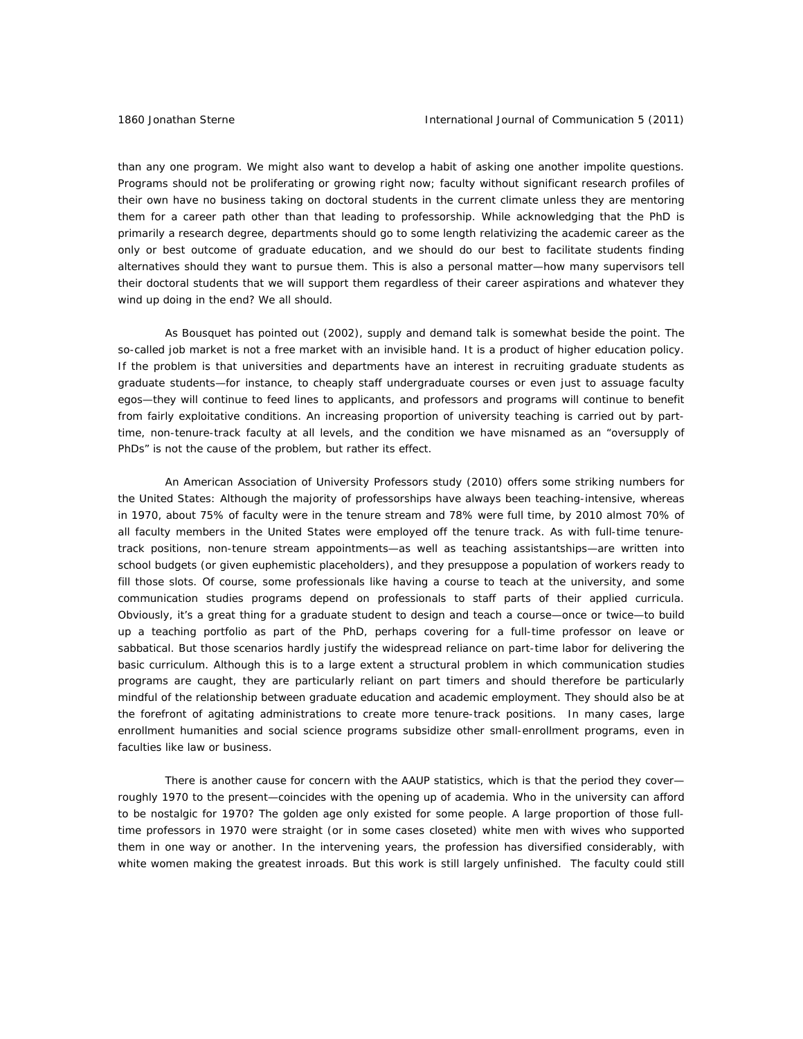than any one program. We might also want to develop a habit of asking one another impolite questions. Programs should not be proliferating or growing right now; faculty without significant research profiles of their own have no business taking on doctoral students in the current climate unless they are mentoring them for a career path other than that leading to professorship. While acknowledging that the PhD is primarily a research degree, departments should go to some length relativizing the academic career as the only or best outcome of graduate education, and we should do our best to facilitate students finding alternatives should they want to pursue them. This is also a personal matter—how many supervisors tell their doctoral students that we will support them regardless of their career aspirations and whatever they wind up doing in the end? We all should.

As Bousquet has pointed out (2002), supply and demand talk is somewhat beside the point. The so-called job market is not a free market with an invisible hand. It is a product of higher education policy. If the problem is that universities and departments have an interest in recruiting graduate students as graduate students—for instance, to cheaply staff undergraduate courses or even just to assuage faculty egos—they will continue to feed lines to applicants, and professors and programs will continue to benefit from fairly exploitative conditions. An increasing proportion of university teaching is carried out by part-time, non-tenure-track faculty at all levels, and the condition we have misnamed as an "oversupply of PhDs" is not the cause of the problem, but rather its effect.

An American Association of University Professors study (2010) offers some striking numbers for the United States: Although the majority of professorships have always been teaching-intensive, whereas in 1970, about 75% of faculty were in the tenure stream and 78% were full time, by 2010 almost 70% of all faculty members in the United States were employed off the tenure track. As with full-time tenure-track positions, non-tenure stream appointments—as well as teaching assistantships—are written into school budgets (or given euphemistic placeholders), and they presuppose a population of workers ready to fill those slots. Of course, some professionals like having a course to teach at the university, and some communication studies programs depend on professionals to staff parts of their applied curricula. Obviously, it's a great thing for a graduate student to design and teach a course—once or twice—to build up a teaching portfolio as part of the PhD, perhaps covering for a full-time professor on leave or sabbatical. But those scenarios hardly justify the widespread reliance on part-time labor for delivering the basic curriculum. Although this is to a large extent a structural problem in which communication studies programs are caught, they are particularly reliant on part timers and should therefore be particularly mindful of the relationship between graduate education and academic employment. They should also be at the forefront of agitating administrations to create more tenure-track positions. In many cases, large enrollment humanities and social science programs subsidize other small-enrollment programs, even in faculties like law or business.

There is another cause for concern with the AAUP statistics, which is that the period they cover—roughly 1970 to the present—coincides with the opening up of academia. Who in the university can afford to be nostalgic for 1970? The golden age only existed for some people. A large proportion of those full-time professors in 1970 were straight (or in some cases closeted) white men with wives who supported them in one way or another. In the intervening years, the profession has diversified considerably, with white women making the greatest inroads. But this work is still largely unfinished. The faculty could still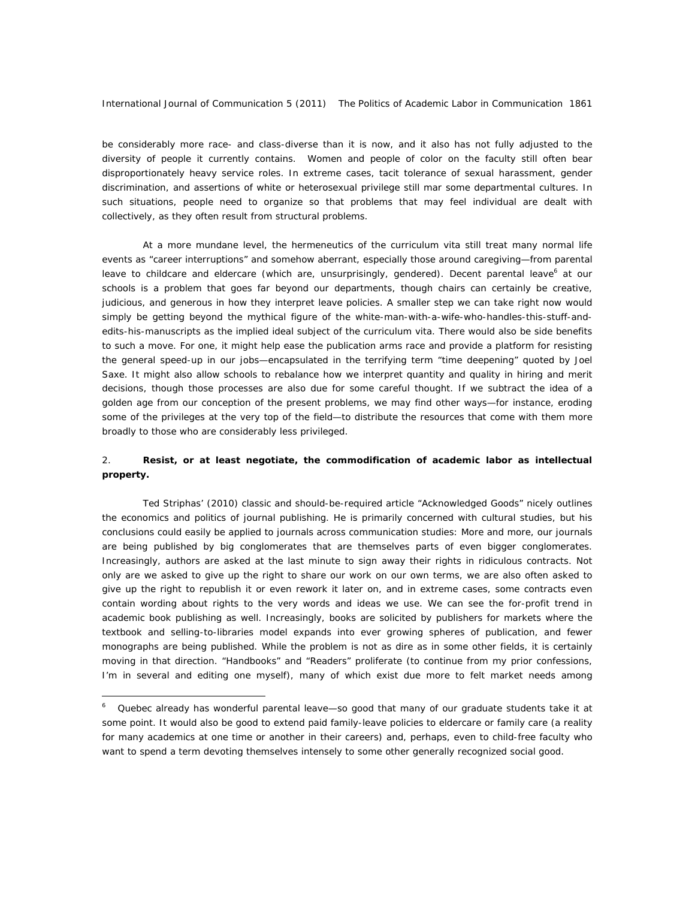be considerably more race- and class-diverse than it is now, and it also has not fully adjusted to the diversity of people it currently contains. Women and people of color on the faculty still often bear disproportionately heavy service roles. In extreme cases, tacit tolerance of sexual harassment, gender discrimination, and assertions of white or heterosexual privilege still mar some departmental cultures. In such situations, people need to organize so that problems that may feel individual are dealt with collectively, as they often result from structural problems.

At a more mundane level, the hermeneutics of the curriculum vita still treat many normal life events as "career interruptions" and somehow aberrant, especially those around caregiving—from parental leave to childcare and eldercare (which are, unsurprisingly, gendered). Decent parental leave[6] at our schools is a problem that goes far beyond our departments, though chairs can certainly be creative, judicious, and generous in how they interpret leave policies. A smaller step we can take right now would simply be getting beyond the mythical figure of the white-man-with-a-wife-who-handles-this-stuff-and-edits-his-manuscripts as the implied ideal subject of the curriculum vita. There would also be side benefits to such a move. For one, it might help ease the publication arms race and provide a platform for resisting the general speed-up in our jobs—encapsulated in the terrifying term "time deepening" quoted by Joel Saxe. It might also allow schools to rebalance how we interpret quantity and quality in hiring and merit decisions, though those processes are also due for some careful thought. If we subtract the idea of a golden age from our conception of the present problems, we may find other ways—for instance, eroding some of the privileges at the very top of the field—to distribute the resources that come with them more broadly to those who are considerably less privileged.

## 2. **Resist, or at least negotiate, the commodification of academic labor as intellectual property.**

Ted Striphas' (2010) classic and should-be-required article "Acknowledged Goods" nicely outlines the economics and politics of journal publishing. He is primarily concerned with cultural studies, but his conclusions could easily be applied to journals across communication studies: More and more, our journals are being published by big conglomerates that are themselves parts of even bigger conglomerates. Increasingly, authors are asked at the last minute to sign away their rights in ridiculous contracts. Not only are we asked to give up the right to share our work on our own terms, we are also often asked to give up the right to republish it or even rework it later on, and in extreme cases, some contracts even contain wording about rights to the very words and ideas we use. We can see the for-profit trend in academic book publishing as well. Increasingly, books are solicited by publishers for markets where the textbook and selling-to-libraries model expands into ever growing spheres of publication, and fewer monographs are being published. While the problem is not as dire as in some other fields, it is certainly moving in that direction. "Handbooks" and "Readers" proliferate (to continue from my prior confessions, I'm in several and editing one myself), many of which exist due more to felt market needs among

[6] Quebec already has wonderful parental leave—so good that many of our graduate students take it at some point. It would also be good to extend paid family-leave policies to eldercare or family care (a reality for many academics at one time or another in their careers) and, perhaps, even to child-free faculty who want to spend a term devoting themselves intensely to some other generally recognized social good.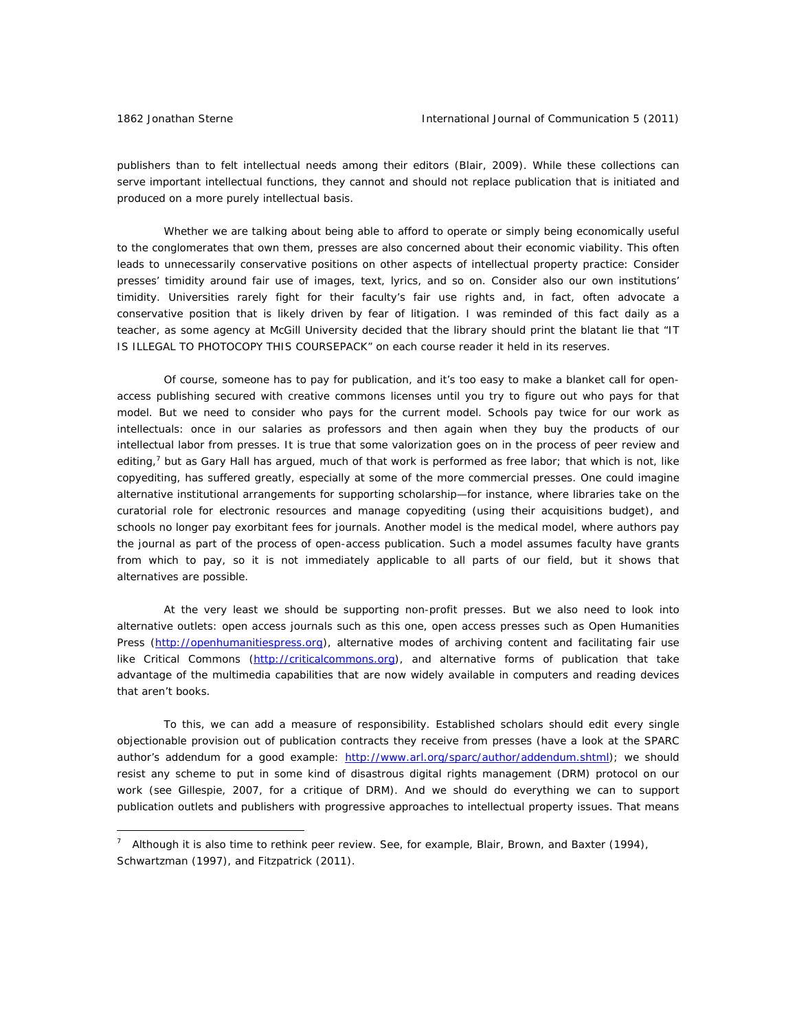publishers than to felt intellectual needs among their editors (Blair, 2009). While these collections can serve important intellectual functions, they cannot and should not replace publication that is initiated and produced on a more purely intellectual basis.

Whether we are talking about being able to afford to operate or simply being economically useful to the conglomerates that own them, presses are also concerned about their economic viability. This often leads to unnecessarily conservative positions on other aspects of intellectual property practice: Consider presses' timidity around fair use of images, text, lyrics, and so on. Consider also our own institutions' timidity. Universities rarely fight for their faculty's fair use rights and, in fact, often advocate a conservative position that is likely driven by fear of litigation. I was reminded of this fact daily as a teacher, as some agency at McGill University decided that the library should print the blatant lie that "IT IS ILLEGAL TO PHOTOCOPY THIS COURSEPACK" on each course reader it held in its reserves.

Of course, someone has to pay for publication, and it's too easy to make a blanket call for open-access publishing secured with creative commons licenses until you try to figure out who pays for that model. But we need to consider who pays for the current model. Schools pay twice for our work as intellectuals: once in our salaries as professors and then again when they buy the products of our intellectual labor from presses. It is true that some valorization goes on in the process of peer review and editing,[7] but as Gary Hall has argued, much of that work is performed as free labor; that which is not, like copyediting, has suffered greatly, especially at some of the more commercial presses. One could imagine alternative institutional arrangements for supporting scholarship—for instance, where libraries take on the curatorial role for electronic resources and manage copyediting (using their acquisitions budget), and schools no longer pay exorbitant fees for journals. Another model is the medical model, where authors pay the journal as part of the process of open-access publication. Such a model assumes faculty have grants from which to pay, so it is not immediately applicable to all parts of our field, but it shows that alternatives are possible.

At the very least we should be supporting non-profit presses. But we also need to look into alternative outlets: open access journals such as this one, open access presses such as Open Humanities Press (http://openhumanitiespress.org), alternative modes of archiving content and facilitating fair use like Critical Commons (http://criticalcommons.org), and alternative forms of publication that take advantage of the multimedia capabilities that are now widely available in computers and reading devices that aren't books.

To this, we can add a measure of responsibility. Established scholars should edit every single objectionable provision out of publication contracts they receive from presses (have a look at the SPARC author's addendum for a good example: http://www.arl.org/sparc/author/addendum.shtml); we should resist any scheme to put in some kind of disastrous digital rights management (DRM) protocol on our work (see Gillespie, 2007, for a critique of DRM). And we should do everything we can to support publication outlets and publishers with progressive approaches to intellectual property issues. That means

---

[7] Although it is also time to rethink peer review. See, for example, Blair, Brown, and Baxter (1994), Schwartzman (1997), and Fitzpatrick (2011).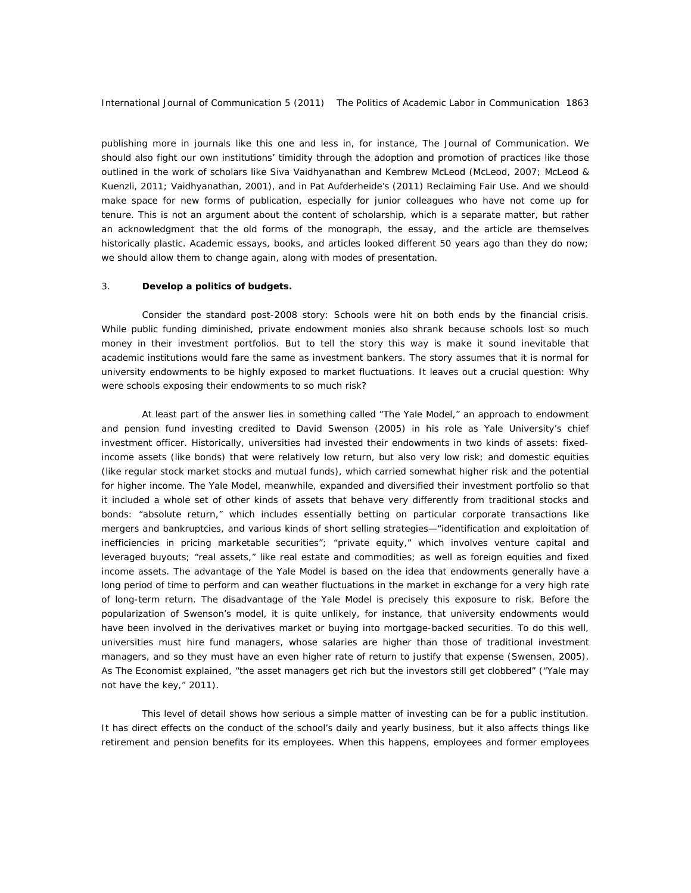publishing more in journals like this one and less in, for instance, *The Journal of Communication*. We should also fight our own institutions' timidity through the adoption and promotion of practices like those outlined in the work of scholars like Siva Vaidhyanathan and Kembrew McLeod (McLeod, 2007; McLeod & Kuenzli, 2011; Vaidhyanathan, 2001), and in Pat Aufderheide's (2011) *Reclaiming Fair Use*. And we should make space for new forms of publication, especially for junior colleagues who have not come up for tenure. This is not an argument about the content of scholarship, which is a separate matter, but rather an acknowledgment that the old forms of the monograph, the essay, and the article are themselves historically plastic. Academic essays, books, and articles looked different 50 years ago than they do now; we should allow them to change again, along with modes of presentation.

3. **Develop a politics of budgets.**

Consider the standard post-2008 story: Schools were hit on both ends by the financial crisis. While public funding diminished, private endowment monies also shrank because schools lost so much money in their investment portfolios. But to tell the story this way is make it sound inevitable that academic institutions would fare the same as investment bankers. The story assumes that it is normal for university endowments to be highly exposed to market fluctuations. It leaves out a crucial question: Why were schools exposing their endowments to so much risk?

At least part of the answer lies in something called "The Yale Model," an approach to endowment and pension fund investing credited to David Swenson (2005) in his role as Yale University's chief investment officer. Historically, universities had invested their endowments in two kinds of assets: fixed-income assets (like bonds) that were relatively low return, but also very low risk; and domestic equities (like regular stock market stocks and mutual funds), which carried somewhat higher risk and the potential for higher income. The Yale Model, meanwhile, expanded and diversified their investment portfolio so that it included a whole set of other kinds of assets that behave very differently from traditional stocks and bonds: "absolute return," which includes essentially betting on particular corporate transactions like mergers and bankruptcies, and various kinds of short selling strategies—"identification and exploitation of inefficiencies in pricing marketable securities"; "private equity," which involves venture capital and leveraged buyouts; "real assets," like real estate and commodities; as well as foreign equities and fixed income assets. The advantage of the Yale Model is based on the idea that endowments generally have a long period of time to perform and can weather fluctuations in the market in exchange for a very high rate of long-term return. The disadvantage of the Yale Model is precisely this exposure to risk. Before the popularization of Swenson's model, it is quite unlikely, for instance, that university endowments would have been involved in the derivatives market or buying into mortgage-backed securities. To do this well, universities must hire fund managers, whose salaries are higher than those of traditional investment managers, and so they must have an even higher rate of return to justify that expense (Swensen, 2005). As *The Economist* explained, "the asset managers get rich but the investors still get clobbered" ("Yale may not have the key," 2011).

This level of detail shows how serious a simple matter of investing can be for a public institution. It has direct effects on the conduct of the school's daily and yearly business, but it also affects things like retirement and pension benefits for its employees. When this happens, employees and former employees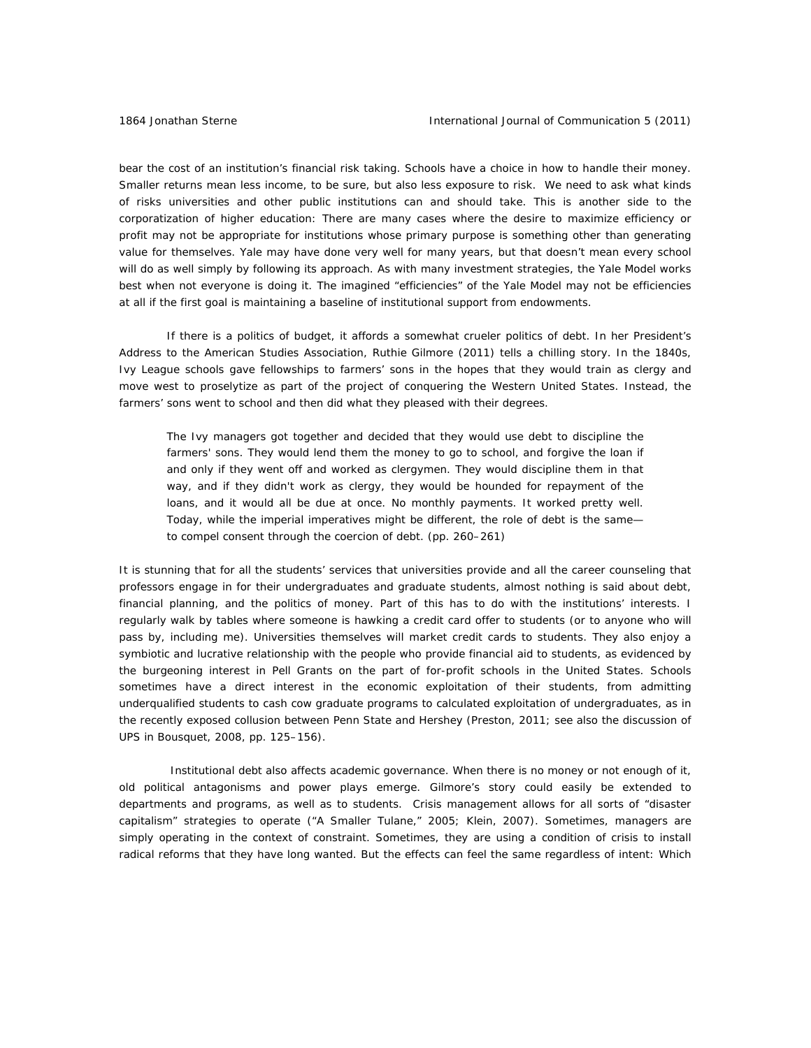bear the cost of an institution's financial risk taking. Schools have a choice in how to handle their money. Smaller returns mean less income, to be sure, but also less exposure to risk. We need to ask what kinds of risks universities and other public institutions can and should take. This is another side to the corporatization of higher education: There are many cases where the desire to maximize efficiency or profit may not be appropriate for institutions whose primary purpose is something other than generating value for themselves. Yale may have done very well for many years, but that doesn't mean every school will do as well simply by following its approach. As with many investment strategies, the Yale Model works best when not everyone is doing it. The imagined "efficiencies" of the Yale Model may not be efficiencies at all if the first goal is maintaining a baseline of institutional support from endowments.

If there is a politics of budget, it affords a somewhat crueler politics of debt. In her President's Address to the American Studies Association, Ruthie Gilmore (2011) tells a chilling story. In the 1840s, Ivy League schools gave fellowships to farmers' sons in the hopes that they would train as clergy and move west to proselytize as part of the project of conquering the Western United States. Instead, the farmers' sons went to school and then did what they pleased with their degrees.

> The Ivy managers got together and decided that they would use debt to discipline the farmers' sons. They would lend them the money to go to school, and forgive the loan if and only if they went off and worked as clergymen. They would discipline them in that way, and if they didn't work as clergy, they would be hounded for repayment of the loans, and it would all be due at once. No monthly payments. It worked pretty well. Today, while the imperial imperatives might be different, the role of debt is the same—to compel consent through the coercion of debt. (pp. 260–261)

It is stunning that for all the students' services that universities provide and all the career counseling that professors engage in for their undergraduates and graduate students, almost nothing is said about debt, financial planning, and the politics of money. Part of this has to do with the institutions' interests. I regularly walk by tables where someone is hawking a credit card offer to students (or to anyone who will pass by, including me). Universities themselves will market credit cards to students. They also enjoy a symbiotic and lucrative relationship with the people who provide financial aid to students, as evidenced by the burgeoning interest in Pell Grants on the part of for-profit schools in the United States. Schools sometimes have a direct interest in the economic exploitation of their students, from admitting underqualified students to cash cow graduate programs to calculated exploitation of undergraduates, as in the recently exposed collusion between Penn State and Hershey (Preston, 2011; see also the discussion of UPS in Bousquet, 2008, pp. 125–156).

Institutional debt also affects academic governance. When there is no money or not enough of it, old political antagonisms and power plays emerge. Gilmore's story could easily be extended to departments and programs, as well as to students. Crisis management allows for all sorts of "disaster capitalism" strategies to operate ("A Smaller Tulane," 2005; Klein, 2007). Sometimes, managers are simply operating in the context of constraint. Sometimes, they are using a condition of crisis to install radical reforms that they have long wanted. But the effects can feel the same regardless of intent: Which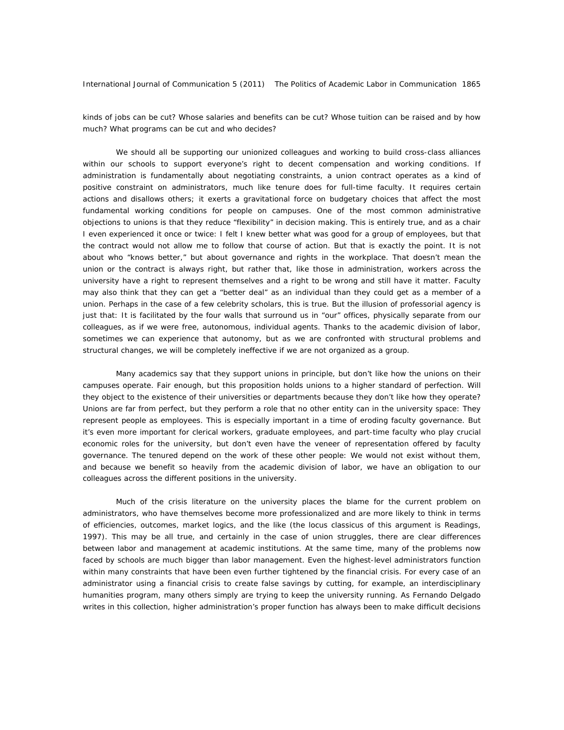kinds of jobs can be cut? Whose salaries and benefits can be cut? Whose tuition can be raised and by how much? What programs can be cut and who decides?

We should all be supporting our unionized colleagues and working to build cross-class alliances within our schools to support everyone's right to decent compensation and working conditions. If administration is fundamentally about negotiating constraints, a union contract operates as a kind of positive constraint on administrators, much like tenure does for full-time faculty. It requires certain actions and disallows others; it exerts a gravitational force on budgetary choices that affect the most fundamental working conditions for people on campuses. One of the most common administrative objections to unions is that they reduce "flexibility" in decision making. This is entirely true, and as a chair I even experienced it once or twice: I felt I knew better what was good for a group of employees, but that the contract would not allow me to follow that course of action. But that is exactly the point. It is not about who "knows better," but about governance and rights in the workplace. That doesn't mean the union or the contract is always right, but rather that, like those in administration, workers across the university have a right to represent themselves and a right to be wrong and still have it matter. Faculty may also think that they can get a "better deal" as an individual than they could get as a member of a union. Perhaps in the case of a few celebrity scholars, this is true. But the illusion of professorial agency is just that: It is facilitated by the four walls that surround us in "our" offices, physically separate from our colleagues, as if we were free, autonomous, individual agents. Thanks to the academic division of labor, sometimes we can experience that autonomy, but as we are confronted with structural problems and structural changes, we will be completely ineffective if we are not organized as a group.

Many academics say that they support unions in principle, but don't like how the unions on their campuses operate. Fair enough, but this proposition holds unions to a higher standard of perfection. Will they object to the existence of their universities or departments because they don't like how they operate? Unions are far from perfect, but they perform a role that no other entity can in the university space: They represent people as employees. This is especially important in a time of eroding faculty governance. But it's even more important for clerical workers, graduate employees, and part-time faculty who play crucial economic roles for the university, but don't even have the veneer of representation offered by faculty governance. The tenured depend on the work of these other people: We would not exist without them, and because we benefit so heavily from the academic division of labor, we have an obligation to our colleagues across the different positions in the university.

Much of the crisis literature on the university places the blame for the current problem on administrators, who have themselves become more professionalized and are more likely to think in terms of efficiencies, outcomes, market logics, and the like (the locus classicus of this argument is Readings, 1997). This may be all true, and certainly in the case of union struggles, there are clear differences between labor and management at academic institutions. At the same time, many of the problems now faced by schools are much bigger than labor management. Even the highest-level administrators function within many constraints that have been even further tightened by the financial crisis. For every case of an administrator using a financial crisis to create false savings by cutting, for example, an interdisciplinary humanities program, many others simply are trying to keep the university running. As Fernando Delgado writes in this collection, higher administration's proper function has always been to make difficult decisions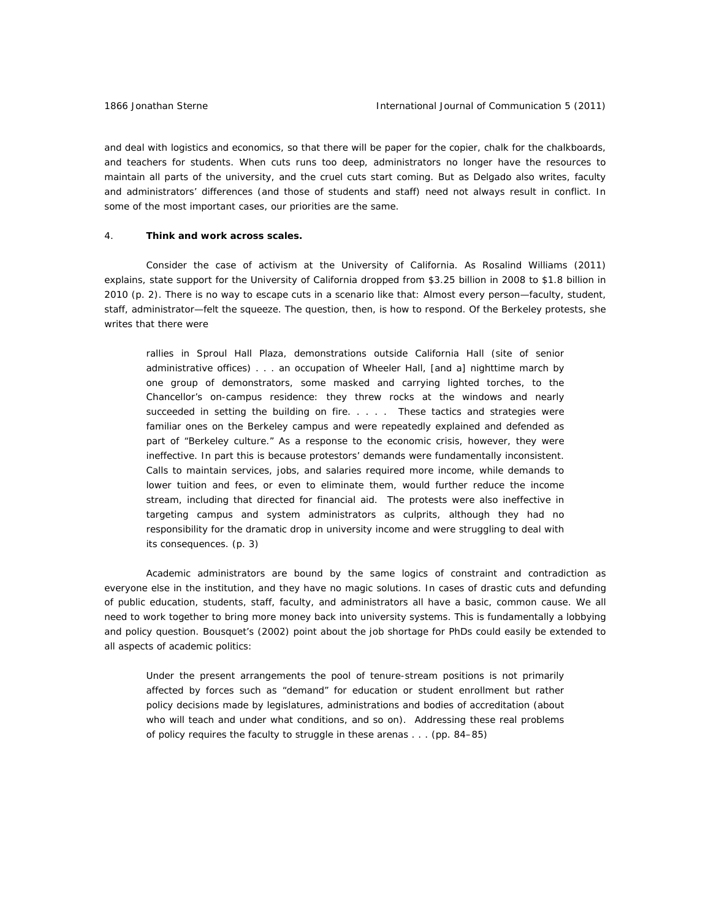and deal with logistics and economics, so that there will be paper for the copier, chalk for the chalkboards, and teachers for students. When cuts runs too deep, administrators no longer have the resources to maintain all parts of the university, and the cruel cuts start coming. But as Delgado also writes, faculty and administrators' differences (and those of students and staff) need not always result in conflict. In some of the most important cases, our priorities are the same.

4. **Think and work across scales.**

Consider the case of activism at the University of California. As Rosalind Williams (2011) explains, state support for the University of California dropped from $3.25 billion in 2008 to $1.8 billion in 2010 (p. 2). There is no way to escape cuts in a scenario like that: Almost every person—faculty, student, staff, administrator—felt the squeeze. The question, then, is how to respond. Of the Berkeley protests, she writes that there were

> rallies in Sproul Hall Plaza, demonstrations outside California Hall (site of senior administrative offices) . . . an occupation of Wheeler Hall, [and a] nighttime march by one group of demonstrators, some masked and carrying lighted torches, to the Chancellor's on-campus residence: they threw rocks at the windows and nearly succeeded in setting the building on fire. . . . . These tactics and strategies were familiar ones on the Berkeley campus and were repeatedly explained and defended as part of "Berkeley culture." As a response to the economic crisis, however, they were ineffective. In part this is because protestors' demands were fundamentally inconsistent. Calls to maintain services, jobs, and salaries required more income, while demands to lower tuition and fees, or even to eliminate them, would further reduce the income stream, including that directed for financial aid. The protests were also ineffective in targeting campus and system administrators as culprits, although they had no responsibility for the dramatic drop in university income and were struggling to deal with its consequences. (p. 3)

Academic administrators are bound by the same logics of constraint and contradiction as everyone else in the institution, and they have no magic solutions. In cases of drastic cuts and defunding of public education, students, staff, faculty, and administrators all have a basic, common cause. We all need to work together to bring more money back into university systems. This is fundamentally a lobbying and policy question. Bousquet's (2002) point about the job shortage for PhDs could easily be extended to all aspects of academic politics:

> Under the present arrangements the pool of tenure-stream positions is not primarily affected by forces such as "demand" for education or student enrollment but rather policy decisions made by legislatures, administrations and bodies of accreditation (about who will teach and under what conditions, and so on). Addressing these real problems of policy requires the faculty to struggle in these arenas . . . (pp. 84–85)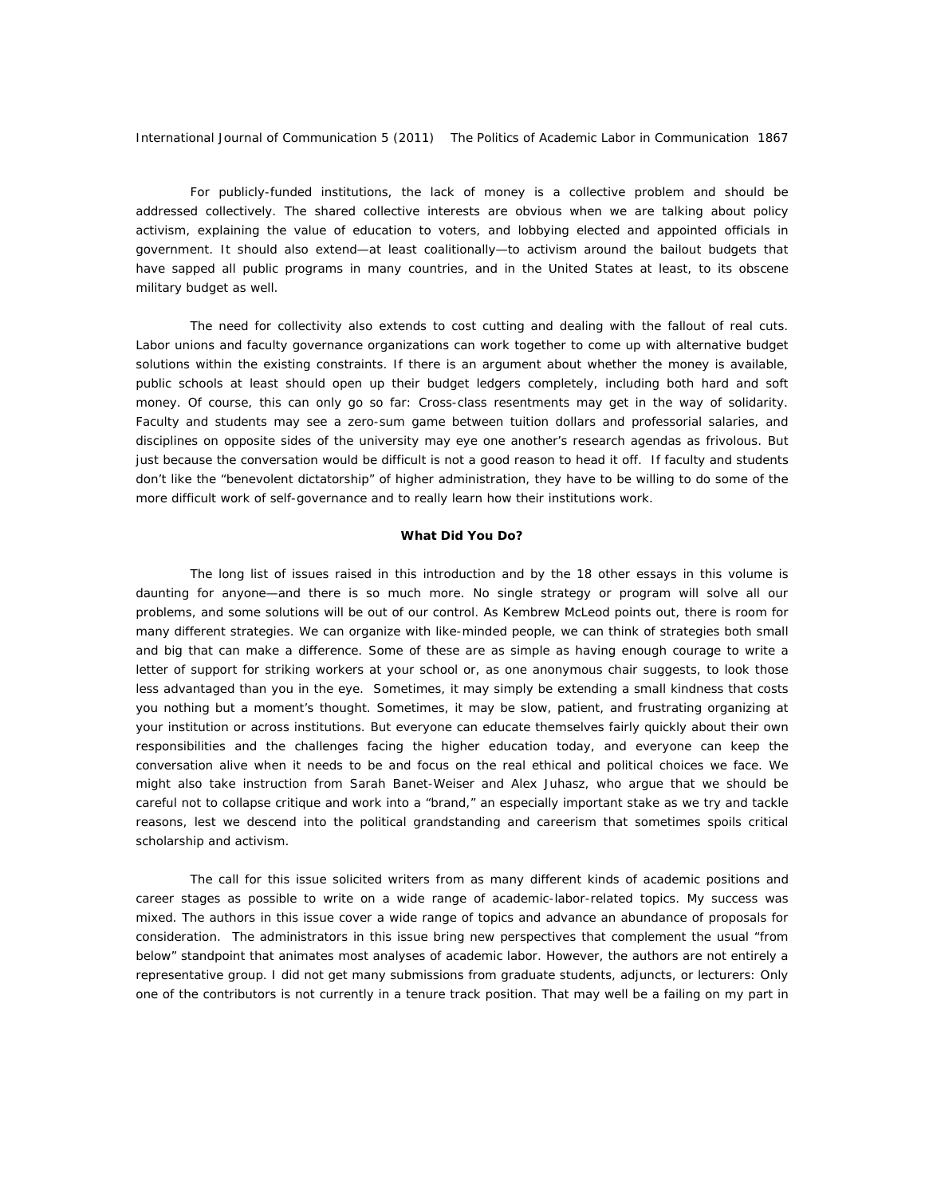For publicly-funded institutions, the lack of money is a collective problem and should be addressed collectively. The shared collective interests are obvious when we are talking about policy activism, explaining the value of education to voters, and lobbying elected and appointed officials in government. It should also extend—at least coalitionally—to activism around the bailout budgets that have sapped all public programs in many countries, and in the United States at least, to its obscene military budget as well.

The need for collectivity also extends to cost cutting and dealing with the fallout of real cuts. Labor unions and faculty governance organizations can work together to come up with alternative budget solutions within the existing constraints. If there is an argument about whether the money is available, public schools at least should open up their budget ledgers completely, including both hard and soft money. Of course, this can only go so far: Cross-class resentments may get in the way of solidarity. Faculty and students may see a zero-sum game between tuition dollars and professorial salaries, and disciplines on opposite sides of the university may eye one another's research agendas as frivolous. But just because the conversation would be difficult is not a good reason to head it off. If faculty and students don't like the "benevolent dictatorship" of higher administration, they have to be willing to do some of the more difficult work of self-governance and to really learn how their institutions work.

**What Did You Do?**

The long list of issues raised in this introduction and by the 18 other essays in this volume is daunting for anyone—and there is so much more. No single strategy or program will solve all our problems, and some solutions will be out of our control. As Kembrew McLeod points out, there is room for many different strategies. We can organize with like-minded people, we can think of strategies both small and big that can make a difference. Some of these are as simple as having enough courage to write a letter of support for striking workers at your school or, as one anonymous chair suggests, to look those less advantaged than you in the eye. Sometimes, it may simply be extending a small kindness that costs you nothing but a moment's thought. Sometimes, it may be slow, patient, and frustrating organizing at your institution or across institutions. But everyone can educate themselves fairly quickly about their own responsibilities and the challenges facing the higher education today, and everyone can keep the conversation alive when it needs to be and focus on the real ethical and political choices we face. We might also take instruction from Sarah Banet-Weiser and Alex Juhasz, who argue that we should be careful not to collapse critique and work into a "brand," an especially important stake as we try and tackle reasons, lest we descend into the political grandstanding and careerism that sometimes spoils critical scholarship and activism.

The call for this issue solicited writers from as many different kinds of academic positions and career stages as possible to write on a wide range of academic-labor-related topics. My success was mixed. The authors in this issue cover a wide range of topics and advance an abundance of proposals for consideration. The administrators in this issue bring new perspectives that complement the usual "from below" standpoint that animates most analyses of academic labor. However, the authors are not entirely a representative group. I did not get many submissions from graduate students, adjuncts, or lecturers: Only one of the contributors is not currently in a tenure track position. That may well be a failing on my part in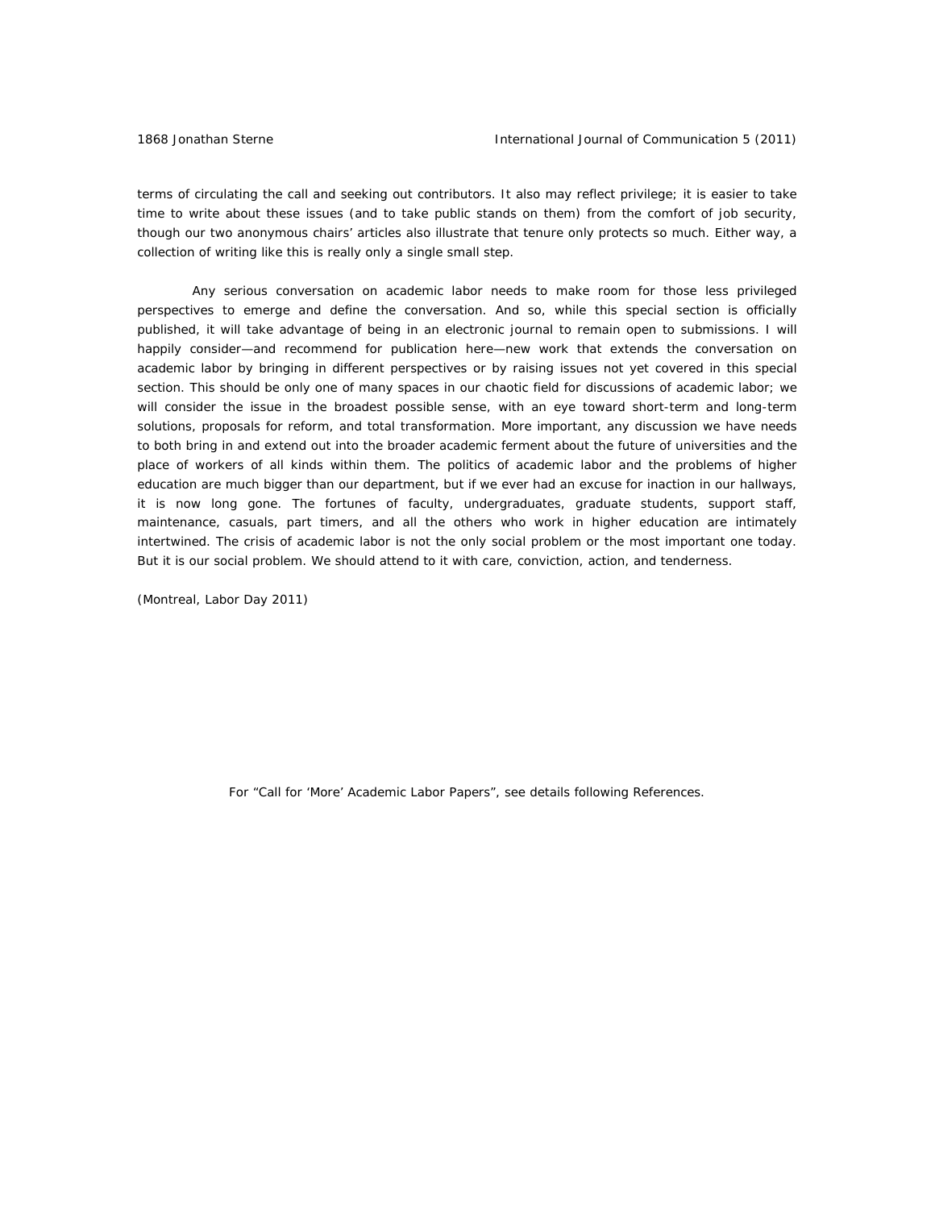terms of circulating the call and seeking out contributors. It also may reflect privilege; it is easier to take time to write about these issues (and to take public stands on them) from the comfort of job security, though our two anonymous chairs' articles also illustrate that tenure only protects so much. Either way, a collection of writing like this is really only a single small step.

Any serious conversation on academic labor needs to make room for those less privileged perspectives to emerge and define the conversation. And so, while this special section is officially published, it will take advantage of being in an electronic journal to remain open to submissions. I will happily consider—and recommend for publication here—new work that extends the conversation on academic labor by bringing in different perspectives or by raising issues not yet covered in this special section. This should be only one of many spaces in our chaotic field for discussions of academic labor; we will consider the issue in the broadest possible sense, with an eye toward short-term and long-term solutions, proposals for reform, and total transformation. More important, any discussion we have needs to both bring in and extend out into the broader academic ferment about the future of universities and the place of workers of all kinds within them. The politics of academic labor and the problems of higher education are much bigger than our department, but if we ever had an excuse for inaction in our hallways, it is now long gone. The fortunes of faculty, undergraduates, graduate students, support staff, maintenance, casuals, part timers, and all the others who work in higher education are intimately intertwined. The crisis of academic labor is not the only social problem or the most important one today. But it is our social problem. We should attend to it with care, conviction, action, and tenderness.

(Montreal, Labor Day 2011)

For "Call for 'More' Academic Labor Papers", see details following References.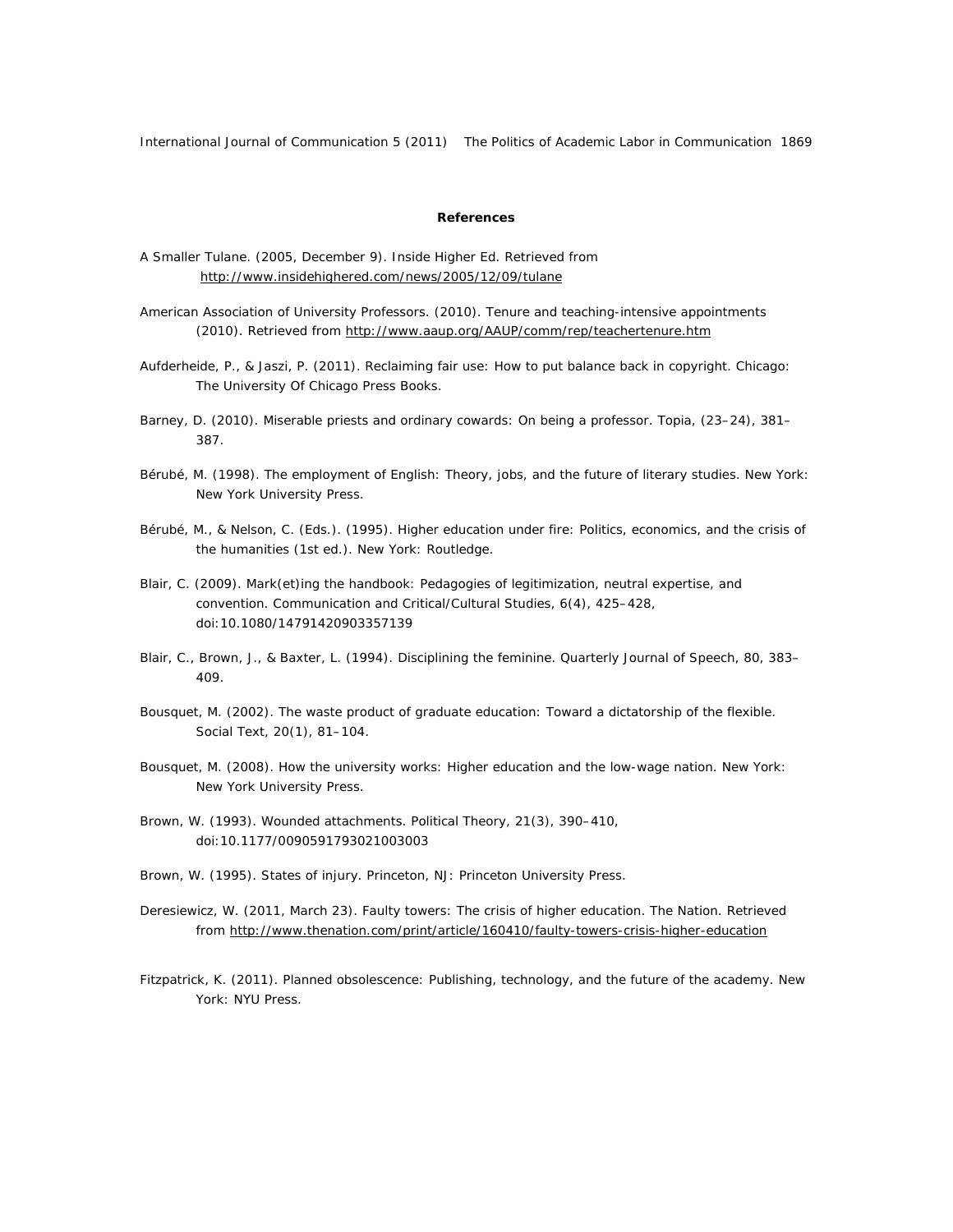**References**

A Smaller Tulane. (2005, December 9). Inside Higher Ed. Retrieved from http://www.insidehighered.com/news/2005/12/09/tulane

American Association of University Professors. (2010). Tenure and teaching-intensive appointments (2010). Retrieved from http://www.aaup.org/AAUP/comm/rep/teachertenure.htm

Aufderheide, P., & Jaszi, P. (2011). Reclaiming fair use: How to put balance back in copyright. Chicago: The University Of Chicago Press Books.

Barney, D. (2010). Miserable priests and ordinary cowards: On being a professor. Topia, (23–24), 381–387.

Bérubé, M. (1998). The employment of English: Theory, jobs, and the future of literary studies. New York: New York University Press.

Bérubé, M., & Nelson, C. (Eds.). (1995). Higher education under fire: Politics, economics, and the crisis of the humanities (1st ed.). New York: Routledge.

Blair, C. (2009). Mark(et)ing the handbook: Pedagogies of legitimization, neutral expertise, and convention. Communication and Critical/Cultural Studies, 6(4), 425–428, doi:10.1080/14791420903357139

Blair, C., Brown, J., & Baxter, L. (1994). Disciplining the feminine. Quarterly Journal of Speech, 80, 383–409.

Bousquet, M. (2002). The waste product of graduate education: Toward a dictatorship of the flexible. Social Text, 20(1), 81–104.

Bousquet, M. (2008). How the university works: Higher education and the low-wage nation. New York: New York University Press.

Brown, W. (1993). Wounded attachments. Political Theory, 21(3), 390–410, doi:10.1177/0090591793021003003

Brown, W. (1995). States of injury. Princeton, NJ: Princeton University Press.

Deresiewicz, W. (2011, March 23). Faulty towers: The crisis of higher education. The Nation. Retrieved from http://www.thenation.com/print/article/160410/faulty-towers-crisis-higher-education

Fitzpatrick, K. (2011). Planned obsolescence: Publishing, technology, and the future of the academy. New York: NYU Press.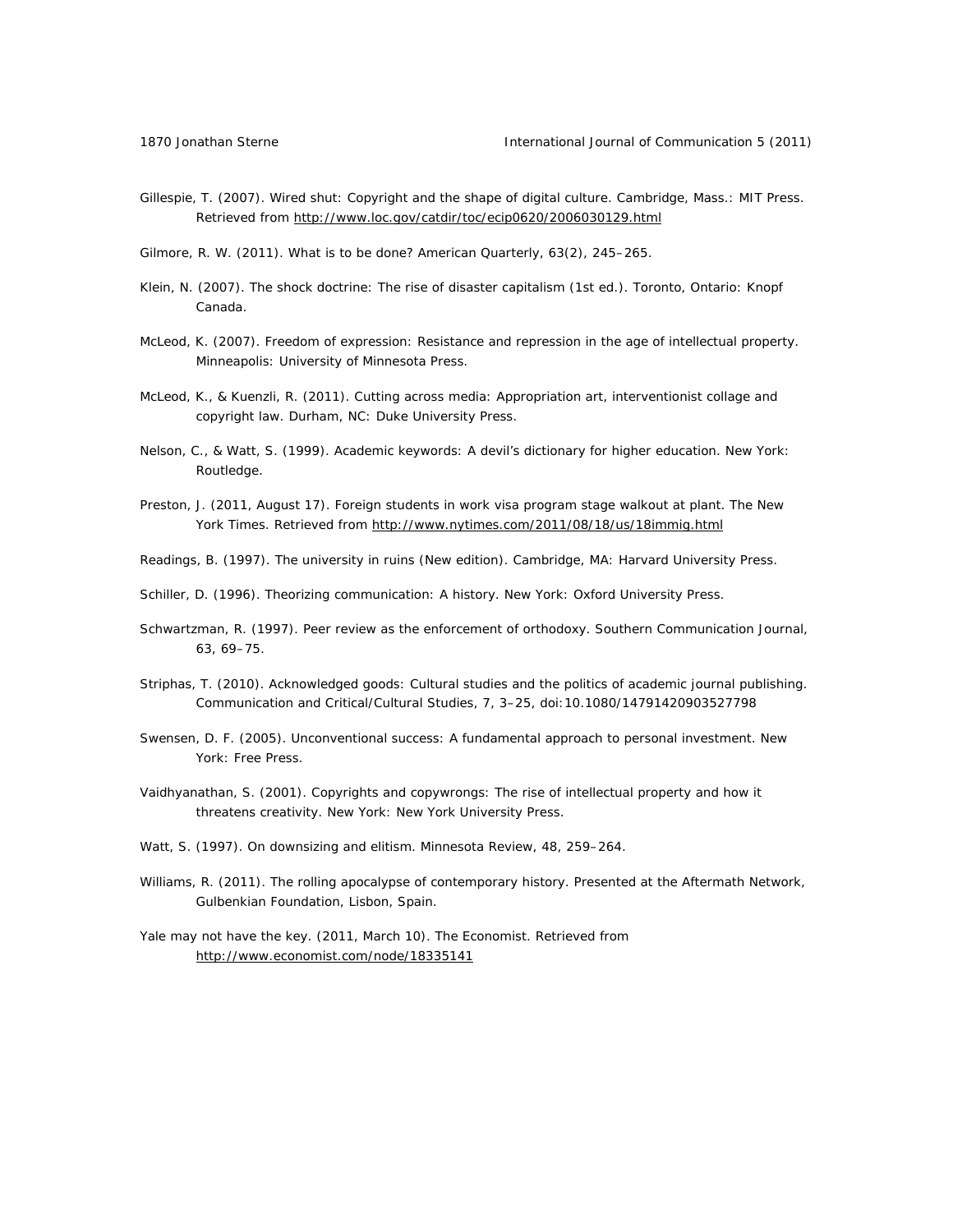Gillespie, T. (2007). Wired shut: Copyright and the shape of digital culture. Cambridge, Mass.: MIT Press. Retrieved from http://www.loc.gov/catdir/toc/ecip0620/2006030129.html

Gilmore, R. W. (2011). What is to be done? American Quarterly, 63(2), 245–265.

Klein, N. (2007). The shock doctrine: The rise of disaster capitalism (1st ed.). Toronto, Ontario: Knopf Canada.

McLeod, K. (2007). Freedom of expression: Resistance and repression in the age of intellectual property. Minneapolis: University of Minnesota Press.

McLeod, K., & Kuenzli, R. (2011). Cutting across media: Appropriation art, interventionist collage and copyright law. Durham, NC: Duke University Press.

Nelson, C., & Watt, S. (1999). Academic keywords: A devil's dictionary for higher education. New York: Routledge.

Preston, J. (2011, August 17). Foreign students in work visa program stage walkout at plant. The New York Times. Retrieved from http://www.nytimes.com/2011/08/18/us/18immig.html

Readings, B. (1997). The university in ruins (New edition). Cambridge, MA: Harvard University Press.

Schiller, D. (1996). Theorizing communication: A history. New York: Oxford University Press.

Schwartzman, R. (1997). Peer review as the enforcement of orthodoxy. Southern Communication Journal, 63, 69–75.

Striphas, T. (2010). Acknowledged goods: Cultural studies and the politics of academic journal publishing. Communication and Critical/Cultural Studies, 7, 3–25, doi:10.1080/14791420903527798

Swensen, D. F. (2005). Unconventional success: A fundamental approach to personal investment. New York: Free Press.

Vaidhyanathan, S. (2001). Copyrights and copywrongs: The rise of intellectual property and how it threatens creativity. New York: New York University Press.

Watt, S. (1997). On downsizing and elitism. Minnesota Review, 48, 259–264.

Williams, R. (2011). The rolling apocalypse of contemporary history. Presented at the Aftermath Network, Gulbenkian Foundation, Lisbon, Spain.

Yale may not have the key. (2011, March 10). The Economist. Retrieved from http://www.economist.com/node/18335141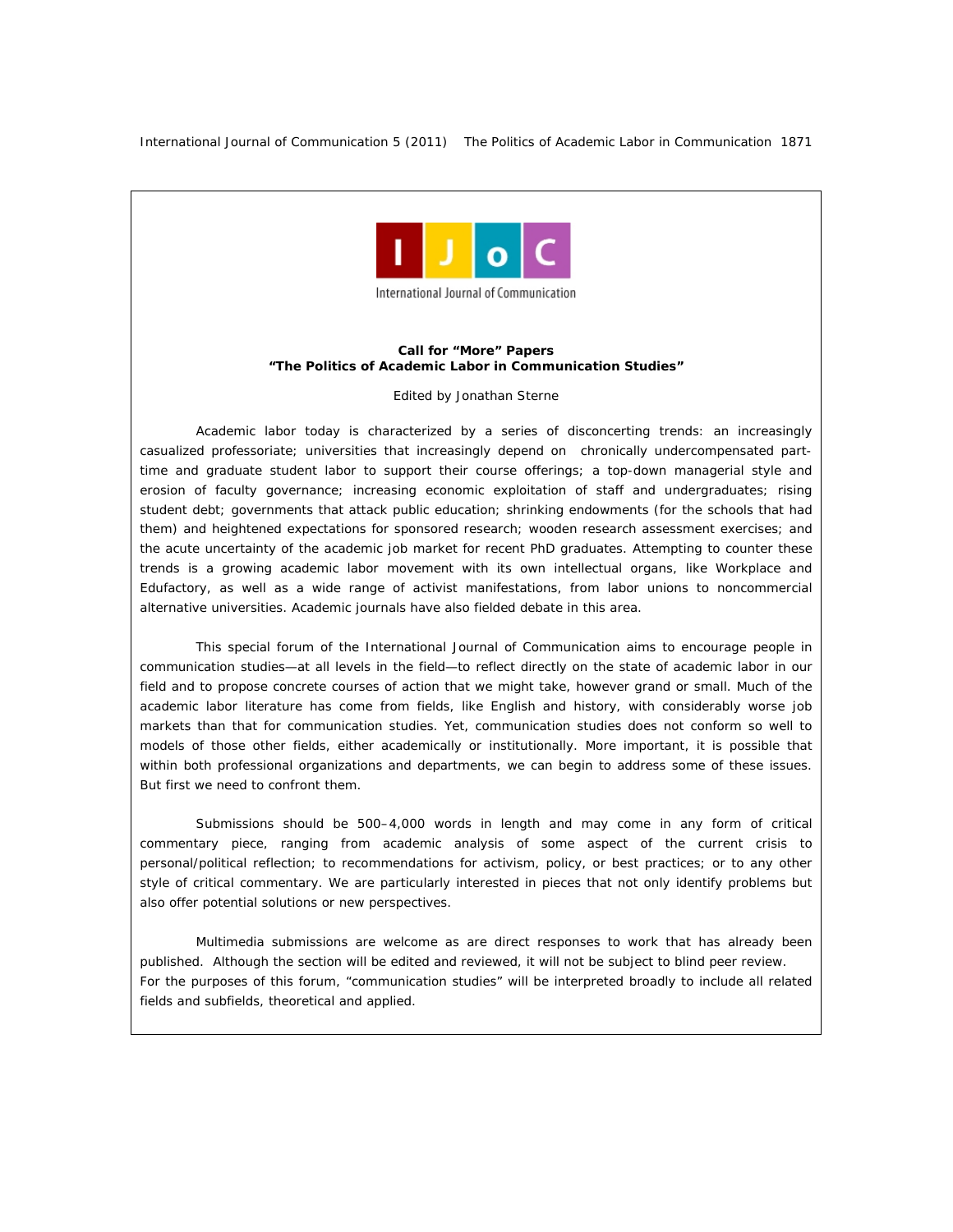International Journal of Communication

**Call for "More" Papers**
**"The Politics of Academic Labor in Communication Studies"**

Edited by Jonathan Sterne

Academic labor today is characterized by a series of disconcerting trends: an increasingly casualized professoriate; universities that increasingly depend on chronically undercompensated part-time and graduate student labor to support their course offerings; a top-down managerial style and erosion of faculty governance; increasing economic exploitation of staff and undergraduates; rising student debt; governments that attack public education; shrinking endowments (for the schools that had them) and heightened expectations for sponsored research; wooden research assessment exercises; and the acute uncertainty of the academic job market for recent PhD graduates. Attempting to counter these trends is a growing academic labor movement with its own intellectual organs, like Workplace and Edufactory, as well as a wide range of activist manifestations, from labor unions to noncommercial alternative universities. Academic journals have also fielded debate in this area.

This special forum of the International Journal of Communication aims to encourage people in communication studies—at all levels in the field—to reflect directly on the state of academic labor in our field and to propose concrete courses of action that we might take, however grand or small. Much of the academic labor literature has come from fields, like English and history, with considerably worse job markets than that for communication studies. Yet, communication studies does not conform so well to models of those other fields, either academically or institutionally. More important, it is possible that within both professional organizations and departments, we can begin to address some of these issues. But first we need to confront them.

Submissions should be 500–4,000 words in length and may come in any form of critical commentary piece, ranging from academic analysis of some aspect of the current crisis to personal/political reflection; to recommendations for activism, policy, or best practices; or to any other style of critical commentary. We are particularly interested in pieces that not only identify problems but also offer potential solutions or new perspectives.

Multimedia submissions are welcome as are direct responses to work that has already been published. Although the section will be edited and reviewed, it will not be subject to blind peer review. For the purposes of this forum, "communication studies" will be interpreted broadly to include all related fields and subfields, theoretical and applied.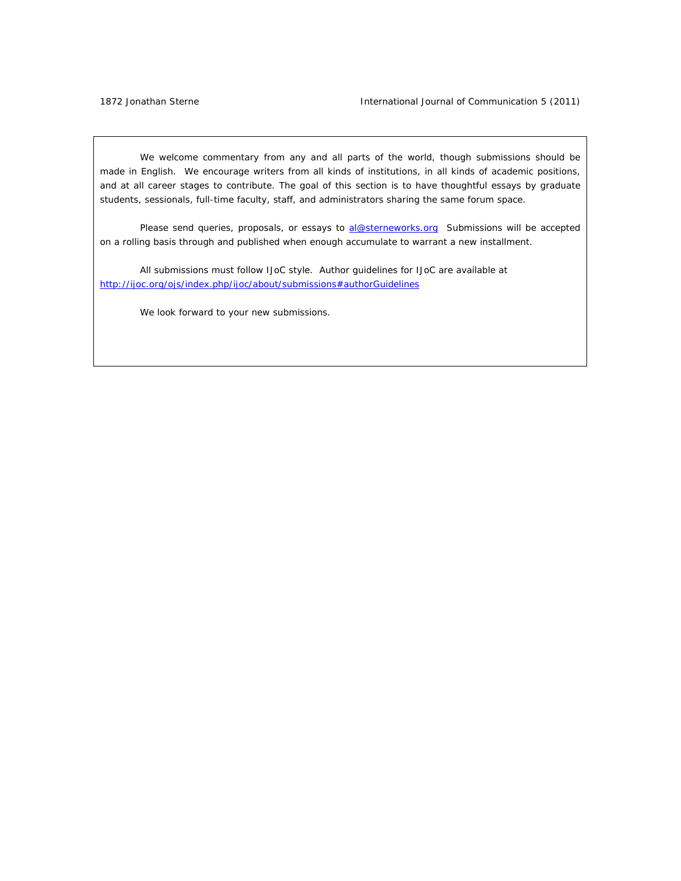We welcome commentary from any and all parts of the world, though submissions should be made in English. We encourage writers from all kinds of institutions, in all kinds of academic positions, and at all career stages to contribute. The goal of this section is to have thoughtful essays by graduate students, sessionals, full-time faculty, staff, and administrators sharing the same forum space.

Please send queries, proposals, or essays to al@sterneworks.org Submissions will be accepted on a rolling basis through and published when enough accumulate to warrant a new installment.

All submissions must follow IJoC style. Author guidelines for IJoC are available at http://ijoc.org/ojs/index.php/ijoc/about/submissions#authorGuidelines

We look forward to your new submissions.